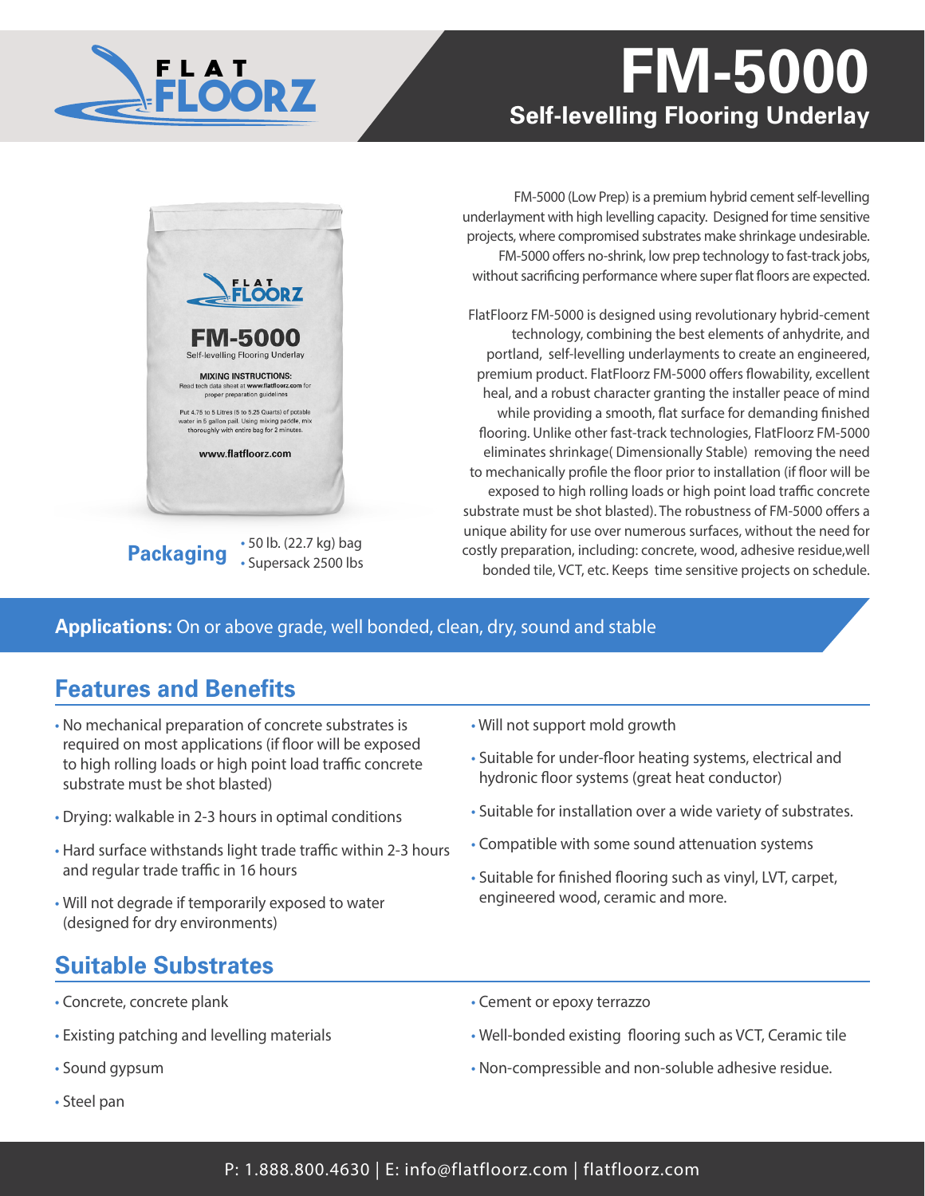# FM-5000

## Self-levelling Flooring Underlay

FM-5000 (Low Prep) is a premium hybrid cement self-levelling underlayment with high levelling capacity. Designed for time sensitive projects, where compromised substrates make shrinkage undesirable. FM-5000 offers no-shrink, low prep technology to fast-track jobs, without sacrificing performance where super flat floors are expected.

FlatFloorz FM-5000 is designed using revolutionary hybrid-cement technology, combining the best elements of anhydrite, and portland, self-levelling underlayments to create an engineered, premium product. FlatFloorz FM-5000 offers flowability, excellent heal, and a robust character granting the installer peace of mind while providing a smooth, flat surface for demanding finished flooring. Unlike other fast-track technologies, FlatFloorz FM-5000 eliminates shrinkage( Dimensionally Stable) removing the need to mechanically profile the floor prior to installation (if floor will be exposed to high rolling loads or high point load traffic concrete substrate must be shot blasted). The robustness of FM-5000 offers a unique ability for use over numerous surfaces, without the need for costly preparation, including: concrete, wood, adhesive residue,well bonded tile, VCT, etc. Keeps time sensitive projects on schedule.

**Packaging**

- 50 lb. (22.7 kg) bag
- Supersack 2500 lbs

**Applications:** On or above grade, well bonded, clean, dry, sound and stable

## Features and Benefits

- No mechanical preparation of concrete substrates is required on most applications (if floor will be exposed to high rolling loads or high point load traffic concrete substrate must be shot blasted)
- Drying: walkable in 2-3 hours in optimal conditions
- Hard surface withstands light trade traffic within 2-3 hours and regular trade traffic in 16 hours
- Will not degrade if temporarily exposed to water (designed for dry environments)
- Will not support mold growth
- Suitable for under-floor heating systems, electrical and hydronic floor systems (great heat conductor)
- Suitable for installation over a wide variety of substrates.
- Compatible with some sound attenuation systems
- Suitable for finished flooring such as vinyl, LVT, carpet, engineered wood, ceramic and more.

## Suitable Substrates

- Concrete, concrete plank
- Existing patching and levelling materials
- Sound gypsum
- Steel pan
- Cement or epoxy terrazzo
- Well-bonded existing flooring such as VCT, Ceramic tile
- Non-compressible and non-soluble adhesive residue.

P: 1.888.800.4630 | E: info@flatfloorz.com | flatfloorz.com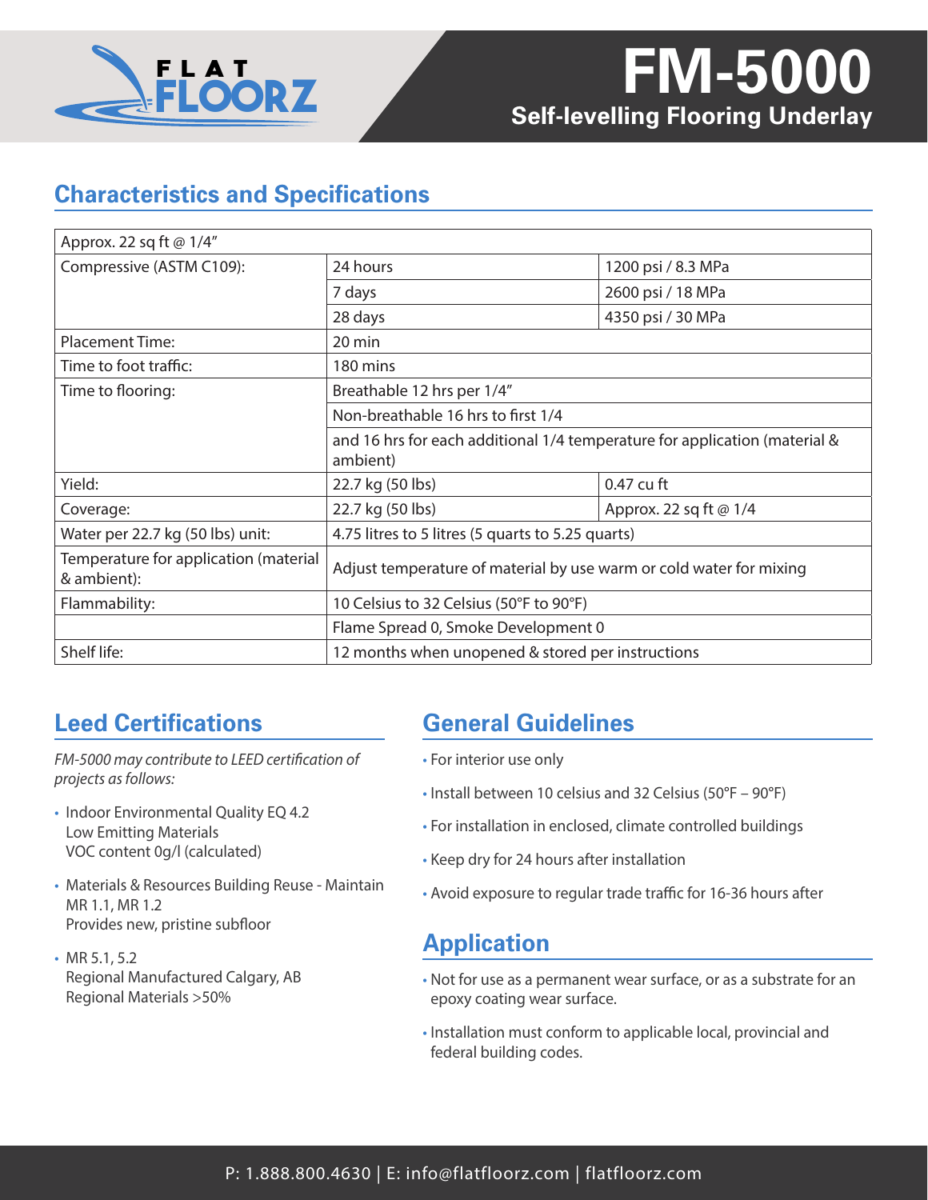# FLAT FLOORZ

# FM-5000

## Self-levelling Flooring Underlay

## Characteristics and Specifications

| Approx. 22 sq ft @ 1/4″ | | |
|---|---|---|
| Compressive (ASTM C109): | 24 hours | 1200 psi / 8.3 MPa |
| | 7 days | 2600 psi / 18 MPa |
| | 28 days | 4350 psi / 30 MPa |
| Placement Time: | 20 min | |
| Time to foot traffic: | 180 mins | |
| Time to flooring: | Breathable 12 hrs per 1/4″ | |
| | Non-breathable 16 hrs to first 1/4 | |
| | and 16 hrs for each additional 1/4 temperature for application (material & ambient) | |
| Yield: | 22.7 kg (50 lbs) | 0.47 cu ft |
| Coverage: | 22.7 kg (50 lbs) | Approx. 22 sq ft @ 1/4 |
| Water per 22.7 kg (50 lbs) unit: | 4.75 litres to 5 litres (5 quarts to 5.25 quarts) | |
| Temperature for application (material & ambient): | Adjust temperature of material by use warm or cold water for mixing | |
| Flammability: | 10 Celsius to 32 Celsius (50°F to 90°F) | |
| | Flame Spread 0, Smoke Development 0 | |
| Shelf life: | 12 months when unopened & stored per instructions | |

## Leed Certifications

*FM-5000 may contribute to LEED certification of projects as follows:*

- Indoor Environmental Quality EQ 4.2
  Low Emitting Materials
  VOC content 0g/l (calculated)
- Materials & Resources Building Reuse - Maintain MR 1.1, MR 1.2
  Provides new, pristine subfloor
- MR 5.1, 5.2
  Regional Manufactured Calgary, AB
  Regional Materials >50%

## General Guidelines

- For interior use only
- Install between 10 celsius and 32 Celsius (50°F – 90°F)
- For installation in enclosed, climate controlled buildings
- Keep dry for 24 hours after installation
- Avoid exposure to regular trade traffic for 16-36 hours after

## Application

- Not for use as a permanent wear surface, or as a substrate for an epoxy coating wear surface.
- Installation must conform to applicable local, provincial and federal building codes.

P: 1.888.800.4630 | E: info@flatfloorz.com | flatfloorz.com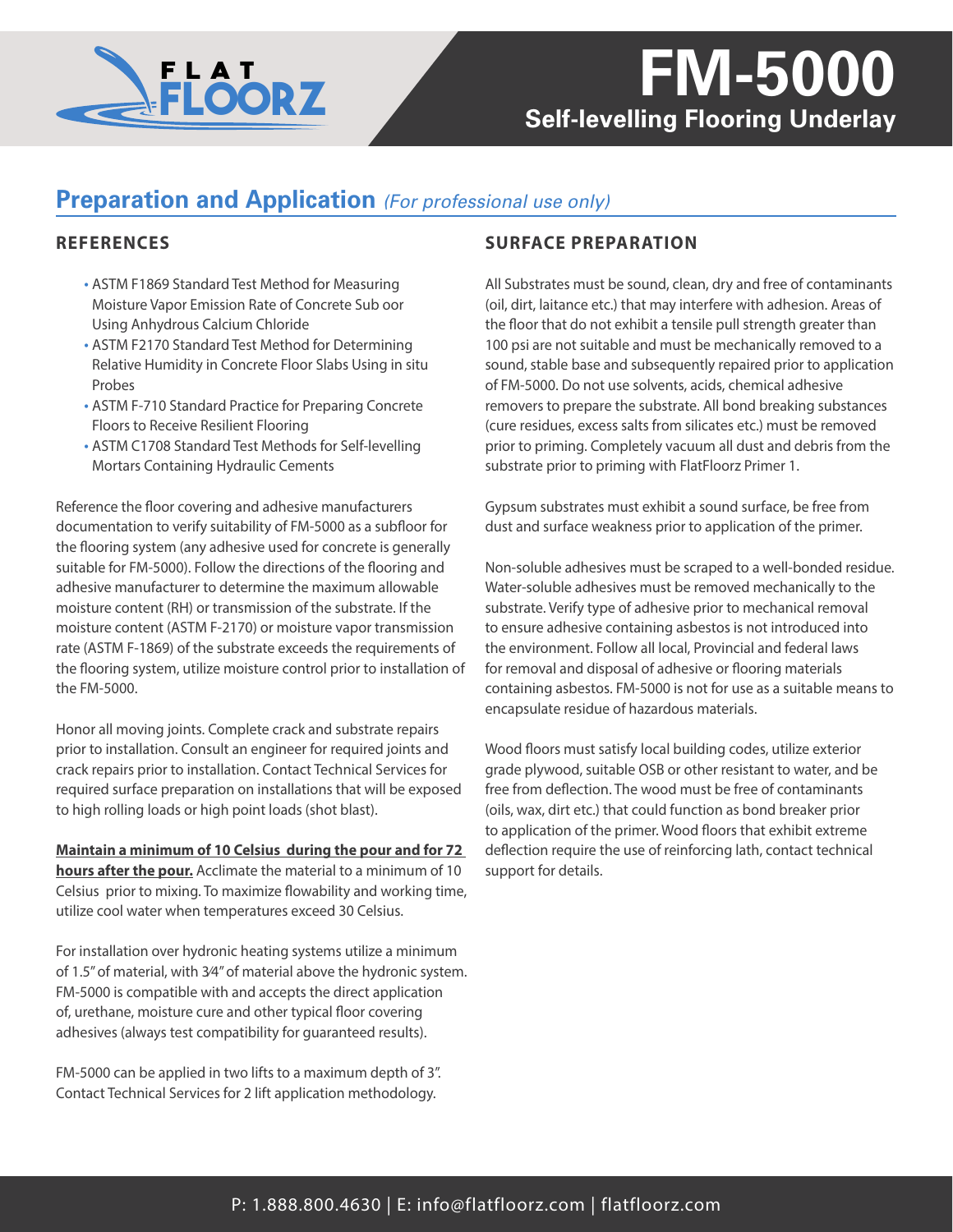# FM-5000

**Self-levelling Flooring Underlay**

## Preparation and Application *(For professional use only)*

### REFERENCES

- ASTM F1869 Standard Test Method for Measuring Moisture Vapor Emission Rate of Concrete Sub oor Using Anhydrous Calcium Chloride
- ASTM F2170 Standard Test Method for Determining Relative Humidity in Concrete Floor Slabs Using in situ Probes
- ASTM F-710 Standard Practice for Preparing Concrete Floors to Receive Resilient Flooring
- ASTM C1708 Standard Test Methods for Self-levelling Mortars Containing Hydraulic Cements

Reference the floor covering and adhesive manufacturers documentation to verify suitability of FM-5000 as a subfloor for the flooring system (any adhesive used for concrete is generally suitable for FM-5000). Follow the directions of the flooring and adhesive manufacturer to determine the maximum allowable moisture content (RH) or transmission of the substrate. If the moisture content (ASTM F-2170) or moisture vapor transmission rate (ASTM F-1869) of the substrate exceeds the requirements of the flooring system, utilize moisture control prior to installation of the FM-5000.

Honor all moving joints. Complete crack and substrate repairs prior to installation. Consult an engineer for required joints and crack repairs prior to installation. Contact Technical Services for required surface preparation on installations that will be exposed to high rolling loads or high point loads (shot blast).

**Maintain a minimum of 10 Celsius during the pour and for 72 hours after the pour.** Acclimate the material to a minimum of 10 Celsius prior to mixing. To maximize flowability and working time, utilize cool water when temperatures exceed 30 Celsius.

For installation over hydronic heating systems utilize a minimum of 1.5" of material, with 3⁄4" of material above the hydronic system. FM-5000 is compatible with and accepts the direct application of, urethane, moisture cure and other typical floor covering adhesives (always test compatibility for guaranteed results).

FM-5000 can be applied in two lifts to a maximum depth of 3". Contact Technical Services for 2 lift application methodology.

### SURFACE PREPARATION

All Substrates must be sound, clean, dry and free of contaminants (oil, dirt, laitance etc.) that may interfere with adhesion. Areas of the floor that do not exhibit a tensile pull strength greater than 100 psi are not suitable and must be mechanically removed to a sound, stable base and subsequently repaired prior to application of FM-5000. Do not use solvents, acids, chemical adhesive removers to prepare the substrate. All bond breaking substances (cure residues, excess salts from silicates etc.) must be removed prior to priming. Completely vacuum all dust and debris from the substrate prior to priming with FlatFloorz Primer 1.

Gypsum substrates must exhibit a sound surface, be free from dust and surface weakness prior to application of the primer.

Non-soluble adhesives must be scraped to a well-bonded residue. Water-soluble adhesives must be removed mechanically to the substrate. Verify type of adhesive prior to mechanical removal to ensure adhesive containing asbestos is not introduced into the environment. Follow all local, Provincial and federal laws for removal and disposal of adhesive or flooring materials containing asbestos. FM-5000 is not for use as a suitable means to encapsulate residue of hazardous materials.

Wood floors must satisfy local building codes, utilize exterior grade plywood, suitable OSB or other resistant to water, and be free from deflection. The wood must be free of contaminants (oils, wax, dirt etc.) that could function as bond breaker prior to application of the primer. Wood floors that exhibit extreme deflection require the use of reinforcing lath, contact technical support for details.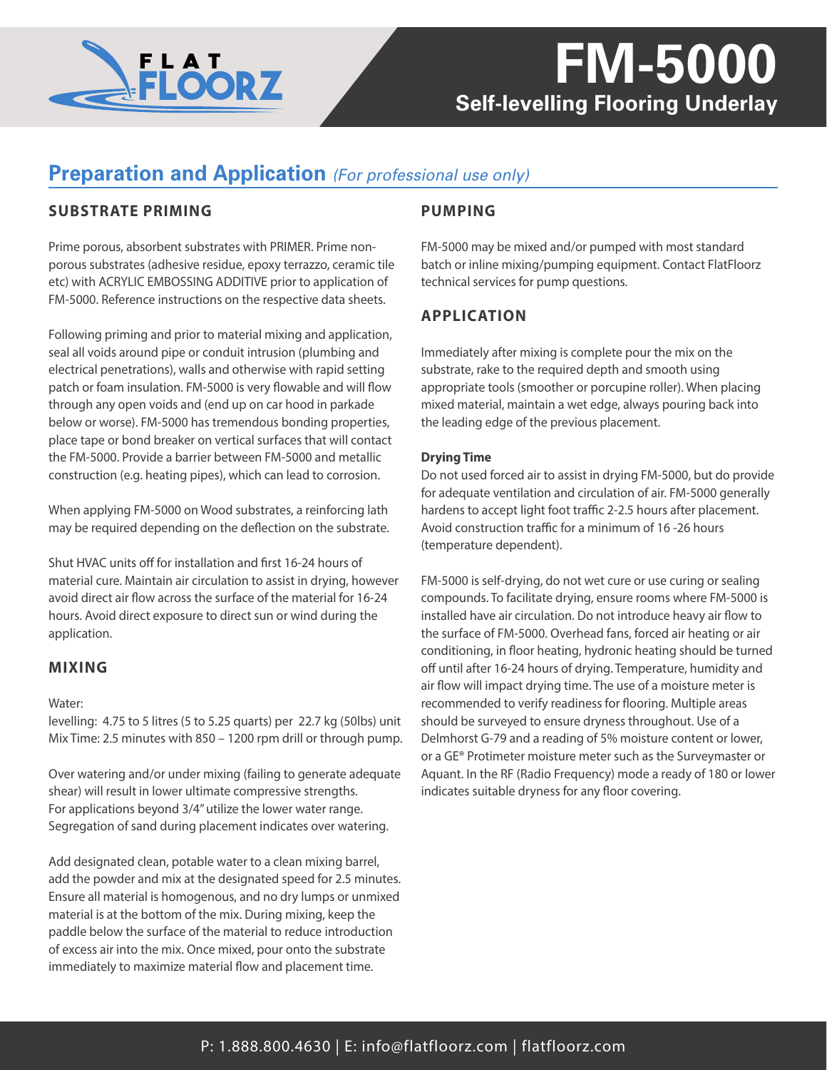# FM-5000

**Self-levelling Flooring Underlay**

## Preparation and Application *(For professional use only)*

### SUBSTRATE PRIMING

Prime porous, absorbent substrates with PRIMER. Prime non-porous substrates (adhesive residue, epoxy terrazzo, ceramic tile etc) with ACRYLIC EMBOSSING ADDITIVE prior to application of FM-5000. Reference instructions on the respective data sheets.

Following priming and prior to material mixing and application, seal all voids around pipe or conduit intrusion (plumbing and electrical penetrations), walls and otherwise with rapid setting patch or foam insulation. FM-5000 is very flowable and will flow through any open voids and (end up on car hood in parkade below or worse). FM-5000 has tremendous bonding properties, place tape or bond breaker on vertical surfaces that will contact the FM-5000. Provide a barrier between FM-5000 and metallic construction (e.g. heating pipes), which can lead to corrosion.

When applying FM-5000 on Wood substrates, a reinforcing lath may be required depending on the deflection on the substrate.

Shut HVAC units off for installation and first 16-24 hours of material cure. Maintain air circulation to assist in drying, however avoid direct air flow across the surface of the material for 16-24 hours. Avoid direct exposure to direct sun or wind during the application.

### MIXING

Water:
levelling: 4.75 to 5 litres (5 to 5.25 quarts) per 22.7 kg (50lbs) unit
Mix Time: 2.5 minutes with 850 – 1200 rpm drill or through pump.

Over watering and/or under mixing (failing to generate adequate shear) will result in lower ultimate compressive strengths.
For applications beyond 3/4" utilize the lower water range.
Segregation of sand during placement indicates over watering.

Add designated clean, potable water to a clean mixing barrel, add the powder and mix at the designated speed for 2.5 minutes. Ensure all material is homogenous, and no dry lumps or unmixed material is at the bottom of the mix. During mixing, keep the paddle below the surface of the material to reduce introduction of excess air into the mix. Once mixed, pour onto the substrate immediately to maximize material flow and placement time.

### PUMPING

FM-5000 may be mixed and/or pumped with most standard batch or inline mixing/pumping equipment. Contact FlatFloorz technical services for pump questions.

### APPLICATION

Immediately after mixing is complete pour the mix on the substrate, rake to the required depth and smooth using appropriate tools (smoother or porcupine roller). When placing mixed material, maintain a wet edge, always pouring back into the leading edge of the previous placement.

**Drying Time**

Do not used forced air to assist in drying FM-5000, but do provide for adequate ventilation and circulation of air. FM-5000 generally hardens to accept light foot traffic 2-2.5 hours after placement. Avoid construction traffic for a minimum of 16 -26 hours (temperature dependent).

FM-5000 is self-drying, do not wet cure or use curing or sealing compounds. To facilitate drying, ensure rooms where FM-5000 is installed have air circulation. Do not introduce heavy air flow to the surface of FM-5000. Overhead fans, forced air heating or air conditioning, in floor heating, hydronic heating should be turned off until after 16-24 hours of drying. Temperature, humidity and air flow will impact drying time. The use of a moisture meter is recommended to verify readiness for flooring. Multiple areas should be surveyed to ensure dryness throughout. Use of a Delmhorst G-79 and a reading of 5% moisture content or lower, or a GE® Protimeter moisture meter such as the Surveymaster or Aquant. In the RF (Radio Frequency) mode a ready of 180 or lower indicates suitable dryness for any floor covering.

P: 1.888.800.4630 | E: info@flatfloorz.com | flatfloorz.com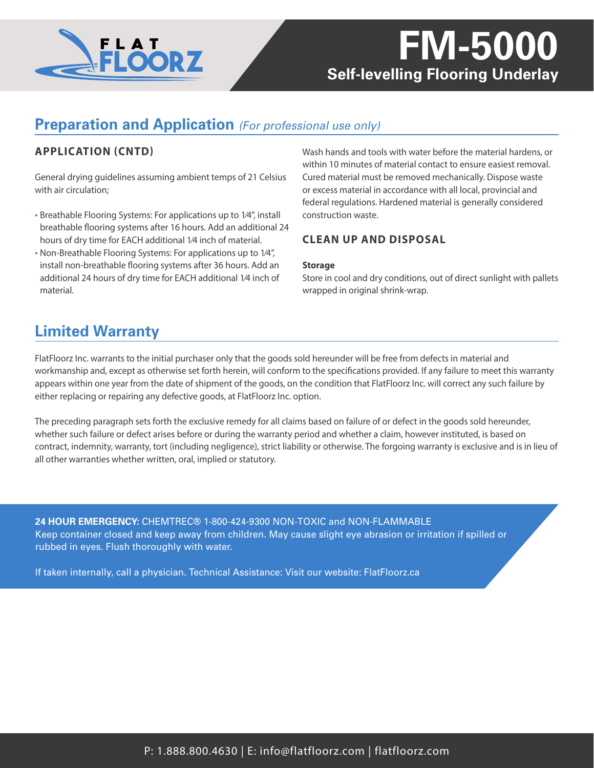FLAT FLOORZ

# FM-5000

**Self-levelling Flooring Underlay**

## Preparation and Application *(For professional use only)*

### APPLICATION (CNTD)

General drying guidelines assuming ambient temps of 21 Celsius with air circulation;

- Breathable Flooring Systems: For applications up to 1⁄4", install breathable flooring systems after 16 hours. Add an additional 24 hours of dry time for EACH additional 1⁄4 inch of material.
- Non-Breathable Flooring Systems: For applications up to 1⁄4", install non-breathable flooring systems after 36 hours. Add an additional 24 hours of dry time for EACH additional 1⁄4 inch of material.

Wash hands and tools with water before the material hardens, or within 10 minutes of material contact to ensure easiest removal. Cured material must be removed mechanically. Dispose waste or excess material in accordance with all local, provincial and federal regulations. Hardened material is generally considered construction waste.

### CLEAN UP AND DISPOSAL

**Storage**

Store in cool and dry conditions, out of direct sunlight with pallets wrapped in original shrink-wrap.

## Limited Warranty

FlatFloorz Inc. warrants to the initial purchaser only that the goods sold hereunder will be free from defects in material and workmanship and, except as otherwise set forth herein, will conform to the specifications provided. If any failure to meet this warranty appears within one year from the date of shipment of the goods, on the condition that FlatFloorz Inc. will correct any such failure by either replacing or repairing any defective goods, at FlatFloorz Inc. option.

The preceding paragraph sets forth the exclusive remedy for all claims based on failure of or defect in the goods sold hereunder, whether such failure or defect arises before or during the warranty period and whether a claim, however instituted, is based on contract, indemnity, warranty, tort (including negligence), strict liability or otherwise. The forgoing warranty is exclusive and is in lieu of all other warranties whether written, oral, implied or statutory.

**24 HOUR EMERGENCY:** CHEMTREC® 1-800-424-9300 NON-TOXIC and NON-FLAMMABLE
Keep container closed and keep away from children. May cause slight eye abrasion or irritation if spilled or rubbed in eyes. Flush thoroughly with water.

If taken internally, call a physician. Technical Assistance: Visit our website: FlatFloorz.ca

P: 1.888.800.4630 | E: info@flatfloorz.com | flatfloorz.com